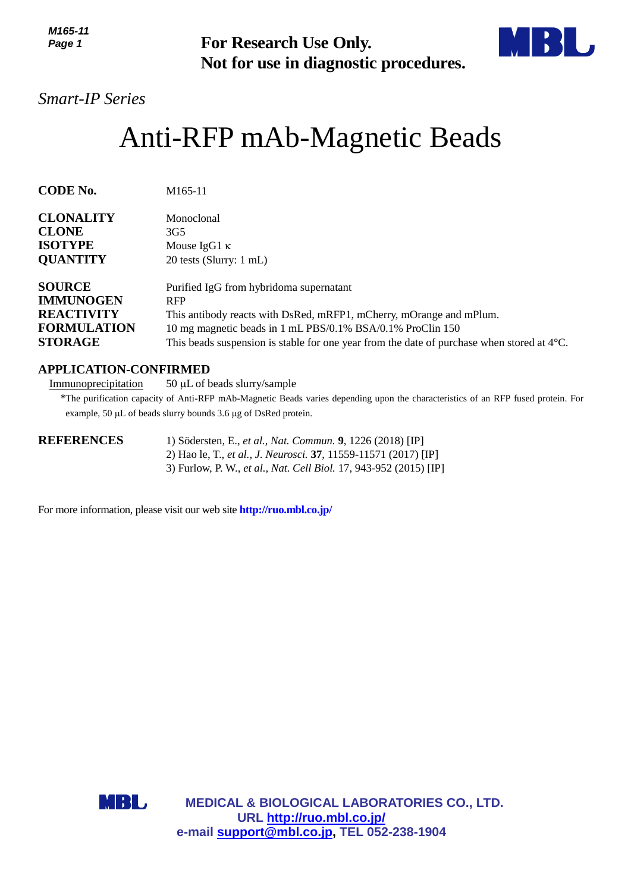**For Research Use Only.**
**Not for use in diagnostic procedures.**

*Smart-IP Series*

# Anti-RFP mAb-Magnetic Beads

| | |
|---|---|
| **CODE No.** | M165-11 |
| **CLONALITY** | Monoclonal |
| **CLONE** | 3G5 |
| **ISOTYPE** | Mouse IgG1 κ |
| **QUANTITY** | 20 tests (Slurry: 1 mL) |
| **SOURCE** | Purified IgG from hybridoma supernatant |
| **IMMUNOGEN** | RFP |
| **REACTIVITY** | This antibody reacts with DsRed, mRFP1, mCherry, mOrange and mPlum. |
| **FORMULATION** | 10 mg magnetic beads in 1 mL PBS/0.1% BSA/0.1% ProClin 150 |
| **STORAGE** | This beads suspension is stable for one year from the date of purchase when stored at 4°C. |

## APPLICATION-CONFIRMED

Immunoprecipitation 50 μL of beads slurry/sample

*The purification capacity of Anti-RFP mAb-Magnetic Beads varies depending upon the characteristics of an RFP fused protein. For example, 50 μL of beads slurry bounds 3.6 μg of DsRed protein.

## REFERENCES

1) Södersten, E., *et al., Nat. Commun.* **9**, 1226 (2018) [IP]
2) Hao le, T., *et al., J. Neurosci.* **37**, 11559-11571 (2017) [IP]
3) Furlow, P. W., *et al., Nat. Cell Biol.* 17, 943-952 (2015) [IP]

For more information, please visit our web site **http://ruo.mbl.co.jp/**

**MEDICAL & BIOLOGICAL LABORATORIES CO., LTD.**
**URL http://ruo.mbl.co.jp/**
**e-mail support@mbl.co.jp, TEL 052-238-1904**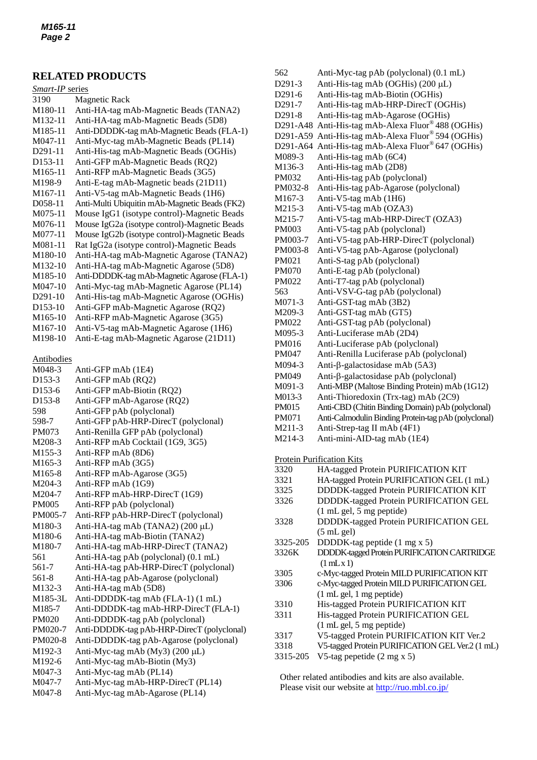## RELATED PRODUCTS

*Smart-IP* series

| | |
|---|---|
| 3190 | Magnetic Rack |
| M180-11 | Anti-HA-tag mAb-Magnetic Beads (TANA2) |
| M132-11 | Anti-HA-tag mAb-Magnetic Beads (5D8) |
| M185-11 | Anti-DDDDK-tag mAb-Magnetic Beads (FLA-1) |
| M047-11 | Anti-Myc-tag mAb-Magnetic Beads (PL14) |
| D291-11 | Anti-His-tag mAb-Magnetic Beads (OGHis) |
| D153-11 | Anti-GFP mAb-Magnetic Beads (RQ2) |
| M165-11 | Anti-RFP mAb-Magnetic Beads (3G5) |
| M198-9 | Anti-E-tag mAb-Magnetic beads (21D11) |
| M167-11 | Anti-V5-tag mAb-Magnetic Beads (1H6) |
| D058-11 | Anti-Multi Ubiquitin mAb-Magnetic Beads (FK2) |
| M075-11 | Mouse IgG1 (isotype control)-Magnetic Beads |
| M076-11 | Mouse IgG2a (isotype control)-Magnetic Beads |
| M077-11 | Mouse IgG2b (isotype control)-Magnetic Beads |
| M081-11 | Rat IgG2a (isotype control)-Magnetic Beads |
| M180-10 | Anti-HA-tag mAb-Magnetic Agarose (TANA2) |
| M132-10 | Anti-HA-tag mAb-Magnetic Agarose (5D8) |
| M185-10 | Anti-DDDDK-tag mAb-Magnetic Agarose (FLA-1) |
| M047-10 | Anti-Myc-tag mAb-Magnetic Agarose (PL14) |
| D291-10 | Anti-His-tag mAb-Magnetic Agarose (OGHis) |
| D153-10 | Anti-GFP mAb-Magnetic Agarose (RQ2) |
| M165-10 | Anti-RFP mAb-Magnetic Agarose (3G5) |
| M167-10 | Anti-V5-tag mAb-Magnetic Agarose (1H6) |
| M198-10 | Anti-E-tag mAb-Magnetic Agarose (21D11) |

Antibodies

| | |
|---|---|
| M048-3 | Anti-GFP mAb (1E4) |
| D153-3 | Anti-GFP mAb (RQ2) |
| D153-6 | Anti-GFP mAb-Biotin (RQ2) |
| D153-8 | Anti-GFP mAb-Agarose (RQ2) |
| 598 | Anti-GFP pAb (polyclonal) |
| 598-7 | Anti-GFP pAb-HRP-DirecT (polyclonal) |
| PM073 | Anti-Renilla GFP pAb (polyclonal) |
| M208-3 | Anti-RFP mAb Cocktail (1G9, 3G5) |
| M155-3 | Anti-RFP mAb (8D6) |
| M165-3 | Anti-RFP mAb (3G5) |
| M165-8 | Anti-RFP mAb-Agarose (3G5) |
| M204-3 | Anti-RFP mAb (1G9) |
| M204-7 | Anti-RFP mAb-HRP-DirecT (1G9) |
| PM005 | Anti-RFP pAb (polyclonal) |
| PM005-7 | Anti-RFP pAb-HRP-DirecT (polyclonal) |
| M180-3 | Anti-HA-tag mAb (TANA2) (200 μL) |
| M180-6 | Anti-HA-tag mAb-Biotin (TANA2) |
| M180-7 | Anti-HA-tag mAb-HRP-DirecT (TANA2) |
| 561 | Anti-HA-tag pAb (polyclonal) (0.1 mL) |
| 561-7 | Anti-HA-tag pAb-HRP-DirecT (polyclonal) |
| 561-8 | Anti-HA-tag pAb-Agarose (polyclonal) |
| M132-3 | Anti-HA-tag mAb (5D8) |
| M185-3L | Anti-DDDDK-tag mAb (FLA-1) (1 mL) |
| M185-7 | Anti-DDDDK-tag mAb-HRP-DirecT (FLA-1) |
| PM020 | Anti-DDDDK-tag pAb (polyclonal) |
| PM020-7 | Anti-DDDDK-tag pAb-HRP-DirecT (polyclonal) |
| PM020-8 | Anti-DDDDK-tag pAb-Agarose (polyclonal) |
| M192-3 | Anti-Myc-tag mAb (My3) (200 μL) |
| M192-6 | Anti-Myc-tag mAb-Biotin (My3) |
| M047-3 | Anti-Myc-tag mAb (PL14) |
| M047-7 | Anti-Myc-tag mAb-HRP-DirecT (PL14) |
| M047-8 | Anti-Myc-tag mAb-Agarose (PL14) |
| 562 | Anti-Myc-tag pAb (polyclonal) (0.1 mL) |
| D291-3 | Anti-His-tag mAb (OGHis) (200 μL) |
| D291-6 | Anti-His-tag mAb-Biotin (OGHis) |
| D291-7 | Anti-His-tag mAb-HRP-DirecT (OGHis) |
| D291-8 | Anti-His-tag mAb-Agarose (OGHis) |
| D291-A48 | Anti-His-tag mAb-Alexa Fluor® 488 (OGHis) |
| D291-A59 | Anti-His-tag mAb-Alexa Fluor® 594 (OGHis) |
| D291-A64 | Anti-His-tag mAb-Alexa Fluor® 647 (OGHis) |
| M089-3 | Anti-His-tag mAb (6C4) |
| M136-3 | Anti-His-tag mAb (2D8) |
| PM032 | Anti-His-tag pAb (polyclonal) |
| PM032-8 | Anti-His-tag pAb-Agarose (polyclonal) |
| M167-3 | Anti-V5-tag mAb (1H6) |
| M215-3 | Anti-V5-tag mAb (OZA3) |
| M215-7 | Anti-V5-tag mAb-HRP-DirecT (OZA3) |
| PM003 | Anti-V5-tag pAb (polyclonal) |
| PM003-7 | Anti-V5-tag pAb-HRP-DirecT (polyclonal) |
| PM003-8 | Anti-V5-tag pAb-Agarose (polyclonal) |
| PM021 | Anti-S-tag pAb (polyclonal) |
| PM070 | Anti-E-tag pAb (polyclonal) |
| PM022 | Anti-T7-tag pAb (polyclonal) |
| 563 | Anti-VSV-G-tag pAb (polyclonal) |
| M071-3 | Anti-GST-tag mAb (3B2) |
| M209-3 | Anti-GST-tag mAb (GT5) |
| PM022 | Anti-GST-tag pAb (polyclonal) |
| M095-3 | Anti-Luciferase mAb (2D4) |
| PM016 | Anti-Luciferase pAb (polyclonal) |
| PM047 | Anti-Renilla Luciferase pAb (polyclonal) |
| M094-3 | Anti-β-galactosidase mAb (5A3) |
| PM049 | Anti-β-galactosidase pAb (polyclonal) |
| M091-3 | Anti-MBP (Maltose Binding Protein) mAb (1G12) |
| M013-3 | Anti-Thioredoxin (Trx-tag) mAb (2C9) |
| PM015 | Anti-CBD (Chitin Binding Domain) pAb (polyclonal) |
| PM071 | Anti-Calmodulin Binding Protein-tag pAb (polyclonal) |
| M211-3 | Anti-Strep-tag II mAb (4F1) |
| M214-3 | Anti-mini-AID-tag mAb (1E4) |

Protein Purification Kits

| | |
|---|---|
| 3320 | HA-tagged Protein PURIFICATION KIT |
| 3321 | HA-tagged Protein PURIFICATION GEL (1 mL) |
| 3325 | DDDDK-tagged Protein PURIFICATION KIT |
| 3326 | DDDDK-tagged Protein PURIFICATION GEL (1 mL gel, 5 mg peptide) |
| 3328 | DDDDK-tagged Protein PURIFICATION GEL (5 mL gel) |
| 3325-205 | DDDDK-tag peptide (1 mg x 5) |
| 3326K | DDDDK-tagged Protein PURIFICATION CARTRIDGE (1 mL x 1) |
| 3305 | c-Myc-tagged Protein MILD PURIFICATION KIT |
| 3306 | c-Myc-tagged Protein MILD PURIFICATION GEL (1 mL gel, 1 mg peptide) |
| 3310 | His-tagged Protein PURIFICATION KIT |
| 3311 | His-tagged Protein PURIFICATION GEL (1 mL gel, 5 mg peptide) |
| 3317 | V5-tagged Protein PURIFICATION KIT Ver.2 |
| 3318 | V5-tagged Protein PURIFICATION GEL Ver.2 (1 mL) |
| 3315-205 | V5-tag pepetide (2 mg x 5) |

Other related antibodies and kits are also available.
Please visit our website at http://ruo.mbl.co.jp/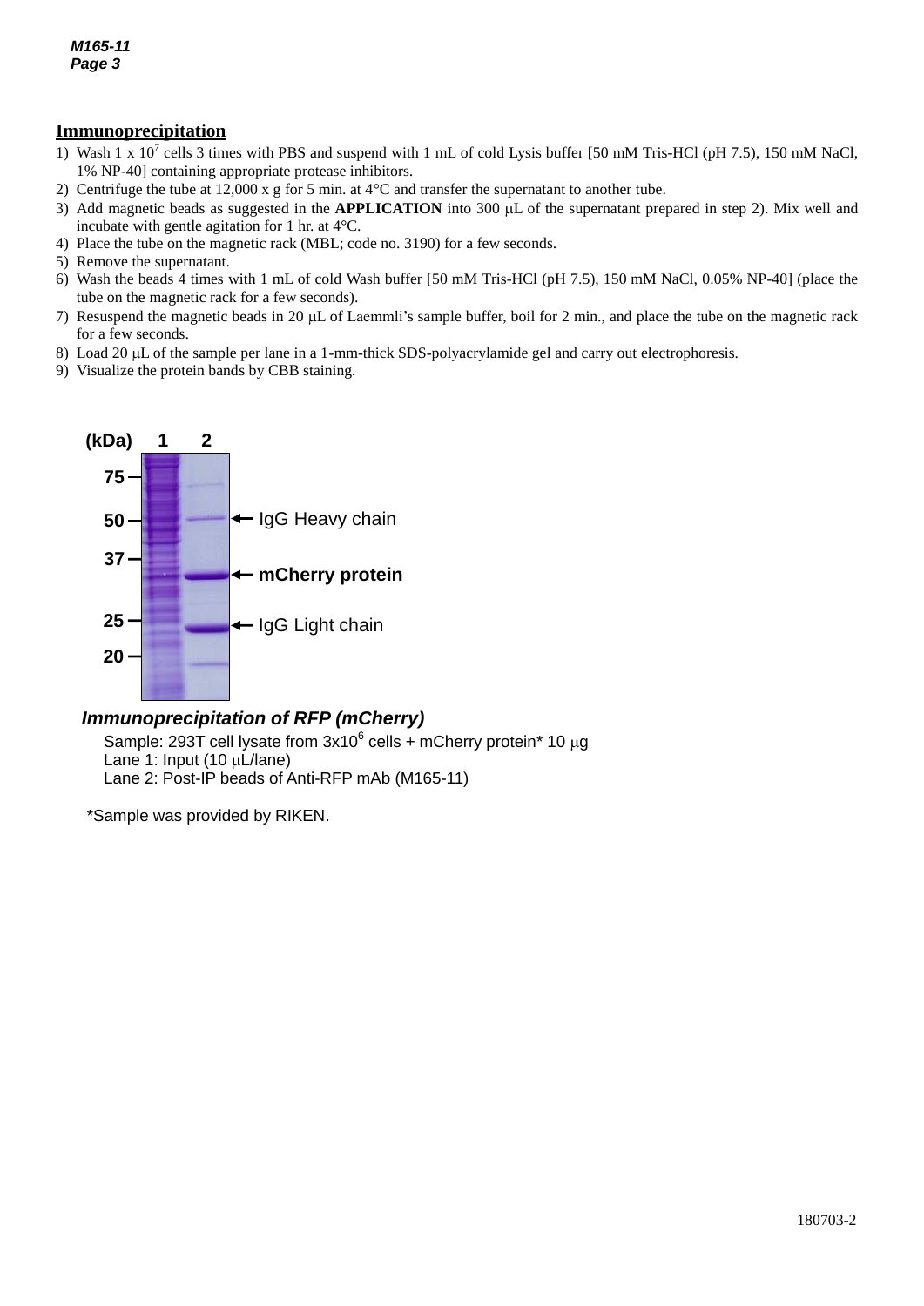## Immunoprecipitation

1) Wash 1 x $10^7$ cells 3 times with PBS and suspend with 1 mL of cold Lysis buffer [50 mM Tris-HCl (pH 7.5), 150 mM NaCl, 1% NP-40] containing appropriate protease inhibitors.
2) Centrifuge the tube at 12,000 x g for 5 min. at 4°C and transfer the supernatant to another tube.
3) Add magnetic beads as suggested in the **APPLICATION** into 300 µL of the supernatant prepared in step 2). Mix well and incubate with gentle agitation for 1 hr. at 4°C.
4) Place the tube on the magnetic rack (MBL; code no. 3190) for a few seconds.
5) Remove the supernatant.
6) Wash the beads 4 times with 1 mL of cold Wash buffer [50 mM Tris-HCl (pH 7.5), 150 mM NaCl, 0.05% NP-40] (place the tube on the magnetic rack for a few seconds).
7) Resuspend the magnetic beads in 20 µL of Laemmli's sample buffer, boil for 2 min., and place the tube on the magnetic rack for a few seconds.
8) Load 20 µL of the sample per lane in a 1-mm-thick SDS-polyacrylamide gel and carry out electrophoresis.
9) Visualize the protein bands by CBB staining.

(kDa) 1 2

75

50

37

25

20

IgG Heavy chain

**mCherry protein**

IgG Light chain

***Immunoprecipitation of RFP (mCherry)***

Sample: 293T cell lysate from 3x$10^6$ cells + mCherry protein* 10 µg
Lane 1: Input (10 µL/lane)
Lane 2: Post-IP beads of Anti-RFP mAb (M165-11)

*Sample was provided by RIKEN.